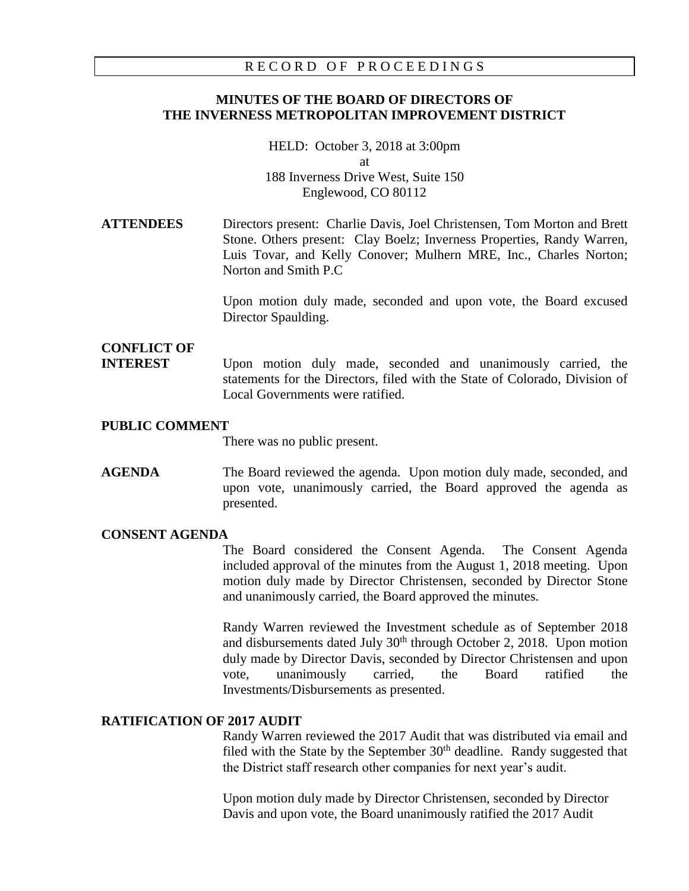RECORD OF PROCEEDINGS

# MINUTES OF THE BOARD OF DIRECTORS OF THE INVERNESS METROPOLITAN IMPROVEMENT DISTRICT

HELD: October 3, 2018 at 3:00pm
at
188 Inverness Drive West, Suite 150
Englewood, CO 80112

**ATTENDEES**

Directors present: Charlie Davis, Joel Christensen, Tom Morton and Brett Stone. Others present: Clay Boelz; Inverness Properties, Randy Warren, Luis Tovar, and Kelly Conover; Mulhern MRE, Inc., Charles Norton; Norton and Smith P.C

Upon motion duly made, seconded and upon vote, the Board excused Director Spaulding.

**CONFLICT OF INTEREST**

Upon motion duly made, seconded and unanimously carried, the statements for the Directors, filed with the State of Colorado, Division of Local Governments were ratified.

**PUBLIC COMMENT**

There was no public present.

**AGENDA**

The Board reviewed the agenda. Upon motion duly made, seconded, and upon vote, unanimously carried, the Board approved the agenda as presented.

**CONSENT AGENDA**

The Board considered the Consent Agenda. The Consent Agenda included approval of the minutes from the August 1, 2018 meeting. Upon motion duly made by Director Christensen, seconded by Director Stone and unanimously carried, the Board approved the minutes.

Randy Warren reviewed the Investment schedule as of September 2018 and disbursements dated July 30th through October 2, 2018. Upon motion duly made by Director Davis, seconded by Director Christensen and upon vote, unanimously carried, the Board ratified the Investments/Disbursements as presented.

**RATIFICATION OF 2017 AUDIT**

Randy Warren reviewed the 2017 Audit that was distributed via email and filed with the State by the September 30th deadline. Randy suggested that the District staff research other companies for next year's audit.

Upon motion duly made by Director Christensen, seconded by Director Davis and upon vote, the Board unanimously ratified the 2017 Audit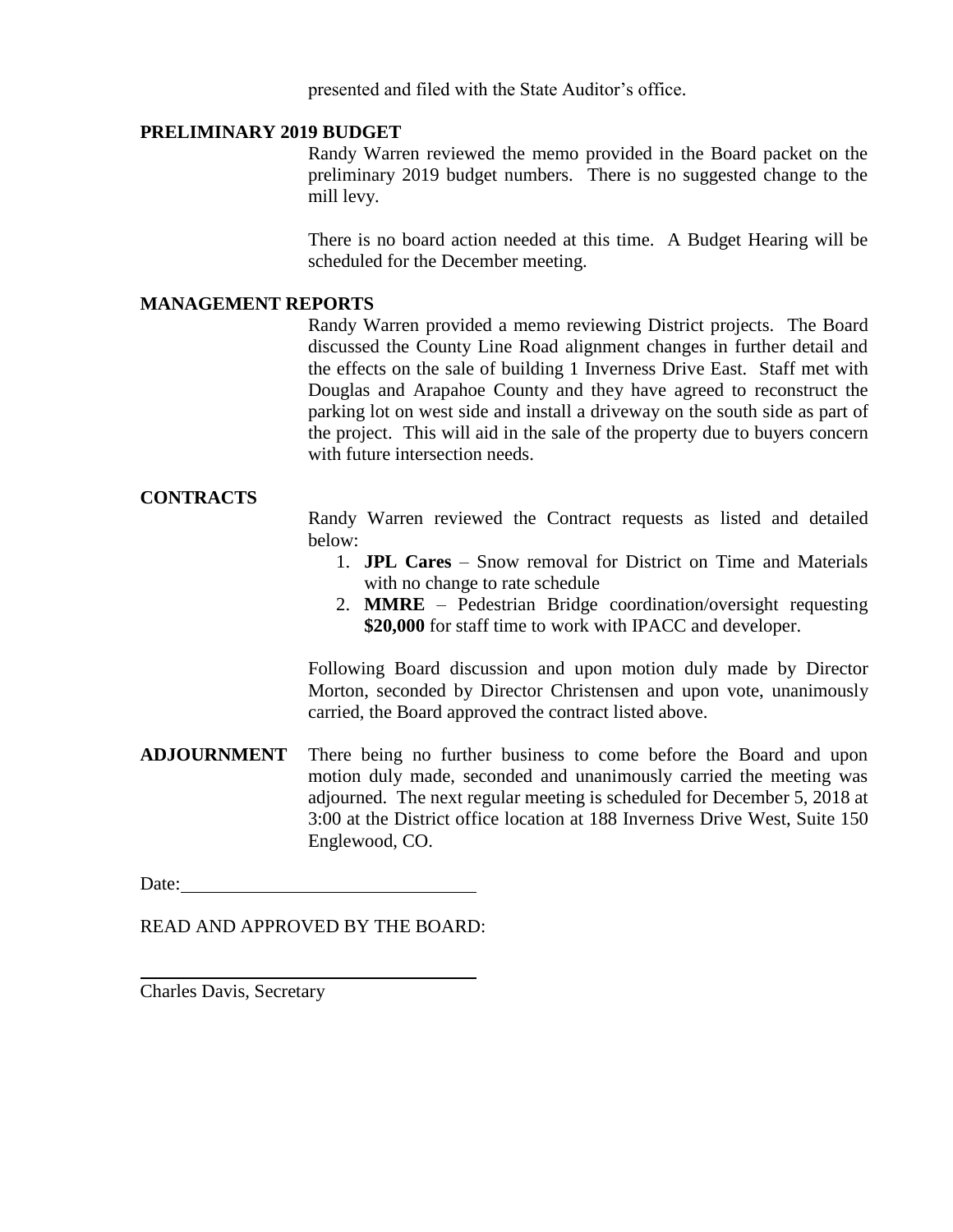presented and filed with the State Auditor's office.

**PRELIMINARY 2019 BUDGET**

Randy Warren reviewed the memo provided in the Board packet on the preliminary 2019 budget numbers. There is no suggested change to the mill levy.

There is no board action needed at this time. A Budget Hearing will be scheduled for the December meeting.

**MANAGEMENT REPORTS**

Randy Warren provided a memo reviewing District projects. The Board discussed the County Line Road alignment changes in further detail and the effects on the sale of building 1 Inverness Drive East. Staff met with Douglas and Arapahoe County and they have agreed to reconstruct the parking lot on west side and install a driveway on the south side as part of the project. This will aid in the sale of the property due to buyers concern with future intersection needs.

**CONTRACTS**

Randy Warren reviewed the Contract requests as listed and detailed below:

1. **JPL Cares** – Snow removal for District on Time and Materials with no change to rate schedule
2. **MMRE** – Pedestrian Bridge coordination/oversight requesting **$20,000** for staff time to work with IPACC and developer.

Following Board discussion and upon motion duly made by Director Morton, seconded by Director Christensen and upon vote, unanimously carried, the Board approved the contract listed above.

**ADJOURNMENT** There being no further business to come before the Board and upon motion duly made, seconded and unanimously carried the meeting was adjourned. The next regular meeting is scheduled for December 5, 2018 at 3:00 at the District office location at 188 Inverness Drive West, Suite 150 Englewood, CO.

Date: \_\_\_\_\_\_\_\_\_\_\_\_\_\_\_\_\_\_\_\_\_\_\_\_\_\_\_\_

READ AND APPROVED BY THE BOARD:

\_\_\_\_\_\_\_\_\_\_\_\_\_\_\_\_\_\_\_\_\_\_\_\_\_\_\_\_\_\_\_\_\_\_

Charles Davis, Secretary